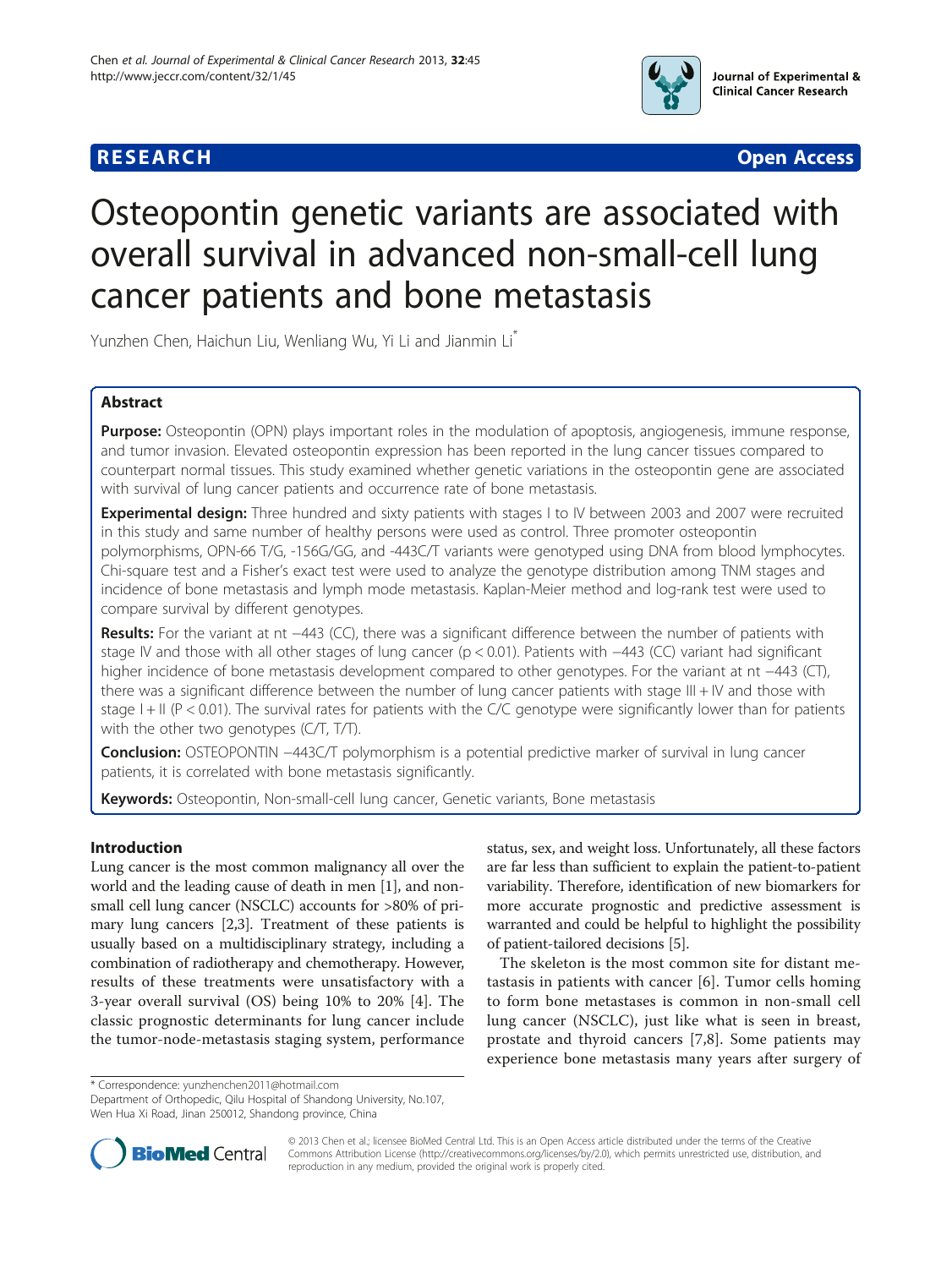**RESEARCH** **Open Access**

# Osteopontin genetic variants are associated with overall survival in advanced non-small-cell lung cancer patients and bone metastasis

Yunzhen Chen, Haichun Liu, Wenliang Wu, Yi Li and Jianmin Li*

## Abstract

**Purpose:** Osteopontin (OPN) plays important roles in the modulation of apoptosis, angiogenesis, immune response, and tumor invasion. Elevated osteopontin expression has been reported in the lung cancer tissues compared to counterpart normal tissues. This study examined whether genetic variations in the osteopontin gene are associated with survival of lung cancer patients and occurrence rate of bone metastasis.

**Experimental design:** Three hundred and sixty patients with stages I to IV between 2003 and 2007 were recruited in this study and same number of healthy persons were used as control. Three promoter osteopontin polymorphisms, OPN-66 T/G, -156G/GG, and -443C/T variants were genotyped using DNA from blood lymphocytes. Chi-square test and a Fisher's exact test were used to analyze the genotype distribution among TNM stages and incidence of bone metastasis and lymph mode metastasis. Kaplan-Meier method and log-rank test were used to compare survival by different genotypes.

**Results:** For the variant at nt −443 (CC), there was a significant difference between the number of patients with stage IV and those with all other stages of lung cancer ($p < 0.01$). Patients with −443 (CC) variant had significant higher incidence of bone metastasis development compared to other genotypes. For the variant at nt −443 (CT), there was a significant difference between the number of lung cancer patients with stage III + IV and those with stage I + II ($P < 0.01$). The survival rates for patients with the C/C genotype were significantly lower than for patients with the other two genotypes (C/T, T/T).

**Conclusion:** OSTEOPONTIN −443C/T polymorphism is a potential predictive marker of survival in lung cancer patients, it is correlated with bone metastasis significantly.

**Keywords:** Osteopontin, Non-small-cell lung cancer, Genetic variants, Bone metastasis

## Introduction

Lung cancer is the most common malignancy all over the world and the leading cause of death in men [1], and non-small cell lung cancer (NSCLC) accounts for >80% of primary lung cancers [2,3]. Treatment of these patients is usually based on a multidisciplinary strategy, including a combination of radiotherapy and chemotherapy. However, results of these treatments were unsatisfactory with a 3-year overall survival (OS) being 10% to 20% [4]. The classic prognostic determinants for lung cancer include the tumor-node-metastasis staging system, performance status, sex, and weight loss. Unfortunately, all these factors are far less than sufficient to explain the patient-to-patient variability. Therefore, identification of new biomarkers for more accurate prognostic and predictive assessment is warranted and could be helpful to highlight the possibility of patient-tailored decisions [5].

The skeleton is the most common site for distant metastasis in patients with cancer [6]. Tumor cells homing to form bone metastases is common in non-small cell lung cancer (NSCLC), just like what is seen in breast, prostate and thyroid cancers [7,8]. Some patients may experience bone metastasis many years after surgery of

* Correspondence: yunzhenchen2011@hotmail.com
Department of Orthopedic, Qilu Hospital of Shandong University, No.107, Wen Hua Xi Road, Jinan 250012, Shandong province, China

© 2013 Chen et al.; licensee BioMed Central Ltd. This is an Open Access article distributed under the terms of the Creative Commons Attribution License (http://creativecommons.org/licenses/by/2.0), which permits unrestricted use, distribution, and reproduction in any medium, provided the original work is properly cited.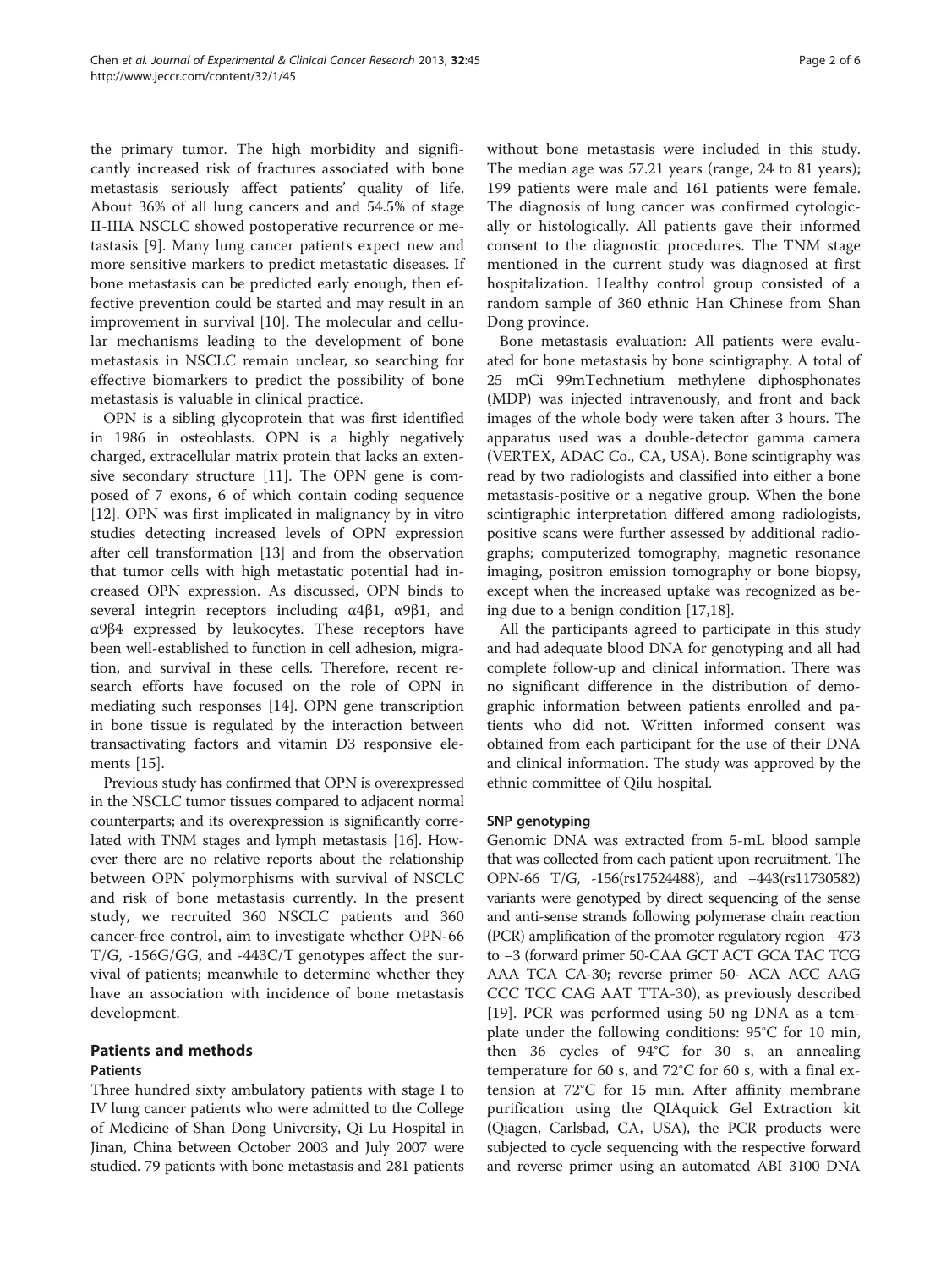the primary tumor. The high morbidity and significantly increased risk of fractures associated with bone metastasis seriously affect patients' quality of life. About 36% of all lung cancers and and 54.5% of stage II-IIIA NSCLC showed postoperative recurrence or metastasis [9]. Many lung cancer patients expect new and more sensitive markers to predict metastatic diseases. If bone metastasis can be predicted early enough, then effective prevention could be started and may result in an improvement in survival [10]. The molecular and cellular mechanisms leading to the development of bone metastasis in NSCLC remain unclear, so searching for effective biomarkers to predict the possibility of bone metastasis is valuable in clinical practice.

OPN is a sibling glycoprotein that was first identified in 1986 in osteoblasts. OPN is a highly negatively charged, extracellular matrix protein that lacks an extensive secondary structure [11]. The OPN gene is composed of 7 exons, 6 of which contain coding sequence [12]. OPN was first implicated in malignancy by in vitro studies detecting increased levels of OPN expression after cell transformation [13] and from the observation that tumor cells with high metastatic potential had increased OPN expression. As discussed, OPN binds to several integrin receptors including α4β1, α9β1, and α9β4 expressed by leukocytes. These receptors have been well-established to function in cell adhesion, migration, and survival in these cells. Therefore, recent research efforts have focused on the role of OPN in mediating such responses [14]. OPN gene transcription in bone tissue is regulated by the interaction between transactivating factors and vitamin D3 responsive elements [15].

Previous study has confirmed that OPN is overexpressed in the NSCLC tumor tissues compared to adjacent normal counterparts; and its overexpression is significantly correlated with TNM stages and lymph metastasis [16]. However there are no relative reports about the relationship between OPN polymorphisms with survival of NSCLC and risk of bone metastasis currently. In the present study, we recruited 360 NSCLC patients and 360 cancer-free control, aim to investigate whether OPN-66 T/G, -156G/GG, and -443C/T genotypes affect the survival of patients; meanwhile to determine whether they have an association with incidence of bone metastasis development.

## Patients and methods

### Patients

Three hundred sixty ambulatory patients with stage I to IV lung cancer patients who were admitted to the College of Medicine of Shan Dong University, Qi Lu Hospital in Jinan, China between October 2003 and July 2007 were studied. 79 patients with bone metastasis and 281 patients without bone metastasis were included in this study. The median age was 57.21 years (range, 24 to 81 years); 199 patients were male and 161 patients were female. The diagnosis of lung cancer was confirmed cytologically or histologically. All patients gave their informed consent to the diagnostic procedures. The TNM stage mentioned in the current study was diagnosed at first hospitalization. Healthy control group consisted of a random sample of 360 ethnic Han Chinese from Shan Dong province.

Bone metastasis evaluation: All patients were evaluated for bone metastasis by bone scintigraphy. A total of 25 mCi 99mTechnetium methylene diphosphonates (MDP) was injected intravenously, and front and back images of the whole body were taken after 3 hours. The apparatus used was a double-detector gamma camera (VERTEX, ADAC Co., CA, USA). Bone scintigraphy was read by two radiologists and classified into either a bone metastasis-positive or a negative group. When the bone scintigraphic interpretation differed among radiologists, positive scans were further assessed by additional radiographs; computerized tomography, magnetic resonance imaging, positron emission tomography or bone biopsy, except when the increased uptake was recognized as being due to a benign condition [17,18].

All the participants agreed to participate in this study and had adequate blood DNA for genotyping and all had complete follow-up and clinical information. There was no significant difference in the distribution of demographic information between patients enrolled and patients who did not. Written informed consent was obtained from each participant for the use of their DNA and clinical information. The study was approved by the ethnic committee of Qilu hospital.

### SNP genotyping

Genomic DNA was extracted from 5-mL blood sample that was collected from each patient upon recruitment. The OPN-66 T/G, -156(rs17524488), and −443(rs11730582) variants were genotyped by direct sequencing of the sense and anti-sense strands following polymerase chain reaction (PCR) amplification of the promoter regulatory region −473 to −3 (forward primer 50-CAA GCT ACT GCA TAC TCG AAA TCA CA-30; reverse primer 50- ACA ACC AAG CCC TCC CAG AAT TTA-30), as previously described [19]. PCR was performed using 50 ng DNA as a template under the following conditions: 95°C for 10 min, then 36 cycles of 94°C for 30 s, an annealing temperature for 60 s, and 72°C for 60 s, with a final extension at 72°C for 15 min. After affinity membrane purification using the QIAquick Gel Extraction kit (Qiagen, Carlsbad, CA, USA), the PCR products were subjected to cycle sequencing with the respective forward and reverse primer using an automated ABI 3100 DNA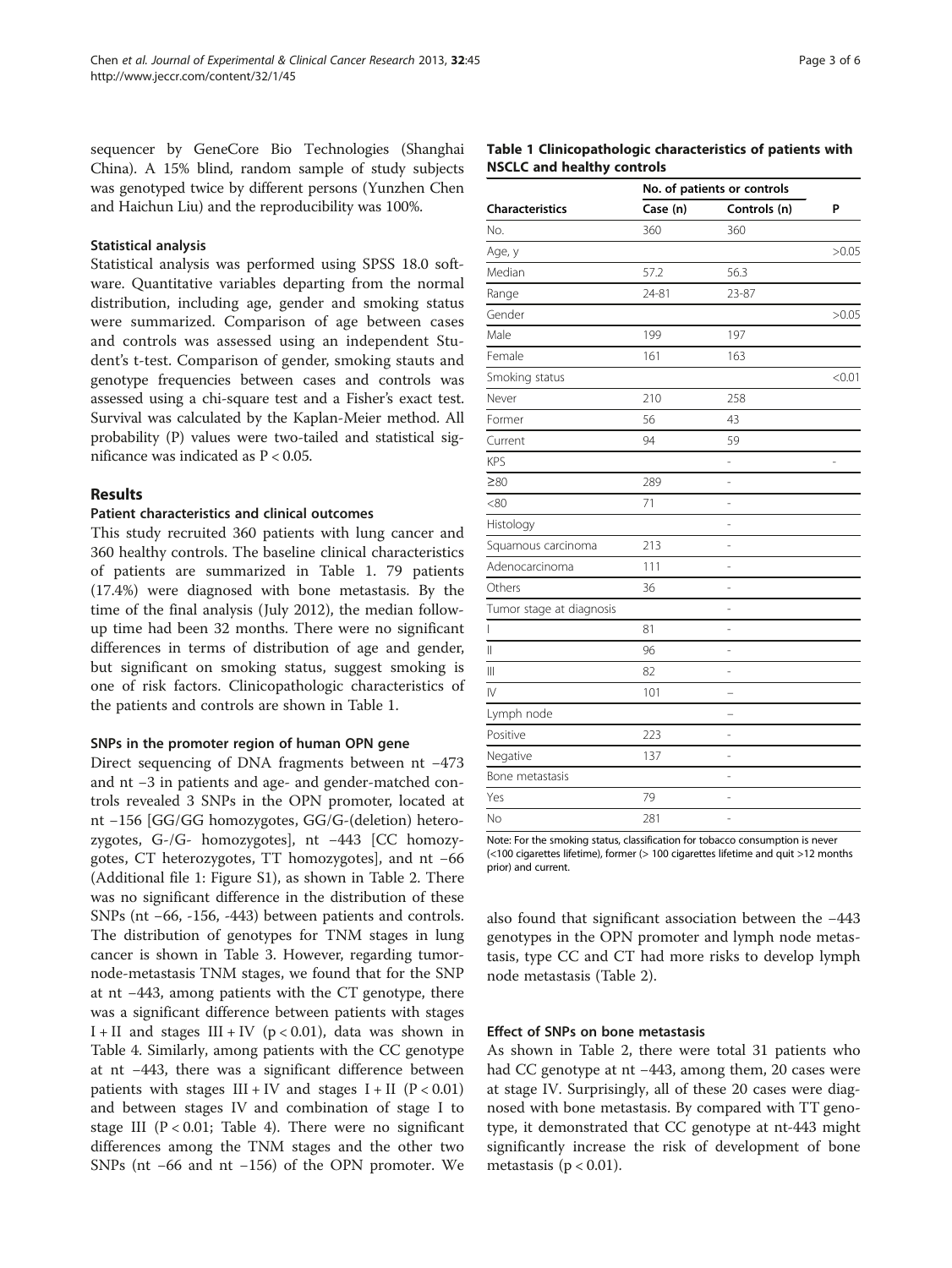sequencer by GeneCore Bio Technologies (Shanghai China). A 15% blind, random sample of study subjects was genotyped twice by different persons (Yunzhen Chen and Haichun Liu) and the reproducibility was 100%.

### Statistical analysis

Statistical analysis was performed using SPSS 18.0 software. Quantitative variables departing from the normal distribution, including age, gender and smoking status were summarized. Comparison of age between cases and controls was assessed using an independent Student's t-test. Comparison of gender, smoking stauts and genotype frequencies between cases and controls was assessed using a chi-square test and a Fisher's exact test. Survival was calculated by the Kaplan-Meier method. All probability (P) values were two-tailed and statistical significance was indicated as $P < 0.05$.

## Results

### Patient characteristics and clinical outcomes

This study recruited 360 patients with lung cancer and 360 healthy controls. The baseline clinical characteristics of patients are summarized in Table 1. 79 patients (17.4%) were diagnosed with bone metastasis. By the time of the final analysis (July 2012), the median follow-up time had been 32 months. There were no significant differences in terms of distribution of age and gender, but significant on smoking status, suggest smoking is one of risk factors. Clinicopathologic characteristics of the patients and controls are shown in Table 1.

### SNPs in the promoter region of human OPN gene

Direct sequencing of DNA fragments between nt −473 and nt −3 in patients and age- and gender-matched controls revealed 3 SNPs in the OPN promoter, located at nt −156 [GG/GG homozygotes, GG/G-(deletion) heterozygotes, G-/G- homozygotes], nt −443 [CC homozygotes, CT heterozygotes, TT homozygotes], and nt −66 (Additional file 1: Figure S1), as shown in Table 2. There was no significant difference in the distribution of these SNPs (nt −66, -156, -443) between patients and controls. The distribution of genotypes for TNM stages in lung cancer is shown in Table 3. However, regarding tumor-node-metastasis TNM stages, we found that for the SNP at nt −443, among patients with the CT genotype, there was a significant difference between patients with stages I + II and stages III + IV ($p < 0.01$), data was shown in Table 4. Similarly, among patients with the CC genotype at nt −443, there was a significant difference between patients with stages III + IV and stages I + II ($P < 0.01$) and between stages IV and combination of stage I to stage III ($P < 0.01$; Table 4). There were no significant differences among the TNM stages and the other two SNPs (nt −66 and nt −156) of the OPN promoter. We also found that significant association between the −443 genotypes in the OPN promoter and lymph node metastasis, type CC and CT had more risks to develop lymph node metastasis (Table 2).

**Table 1 Clinicopathologic characteristics of patients with NSCLC and healthy controls**

| Characteristics | No. of patients or controls | | P |
|---|---|---|---|
| | Case (n) | Controls (n) | |
| No. | 360 | 360 | |
| Age, y | | | >0.05 |
| Median | 57.2 | 56.3 | |
| Range | 24-81 | 23-87 | |
| Gender | | | >0.05 |
| Male | 199 | 197 | |
| Female | 161 | 163 | |
| Smoking status | | | <0.01 |
| Never | 210 | 258 | |
| Former | 56 | 43 | |
| Current | 94 | 59 | |
| KPS | | - | - |
| ≥80 | 289 | - | |
| <80 | 71 | - | |
| Histology | | - | |
| Squamous carcinoma | 213 | - | |
| Adenocarcinoma | 111 | - | |
| Others | 36 | - | |
| Tumor stage at diagnosis | | - | |
| I | 81 | - | |
| II | 96 | - | |
| III | 82 | - | |
| IV | 101 | – | |
| Lymph node | | – | |
| Positive | 223 | - | |
| Negative | 137 | - | |
| Bone metastasis | | - | |
| Yes | 79 | - | |
| No | 281 | - | |

Note: For the smoking status, classification for tobacco consumption is never (<100 cigarettes lifetime), former (> 100 cigarettes lifetime and quit >12 months prior) and current.

### Effect of SNPs on bone metastasis

As shown in Table 2, there were total 31 patients who had CC genotype at nt −443, among them, 20 cases were at stage IV. Surprisingly, all of these 20 cases were diagnosed with bone metastasis. By compared with TT genotype, it demonstrated that CC genotype at nt-443 might significantly increase the risk of development of bone metastasis ($p < 0.01$).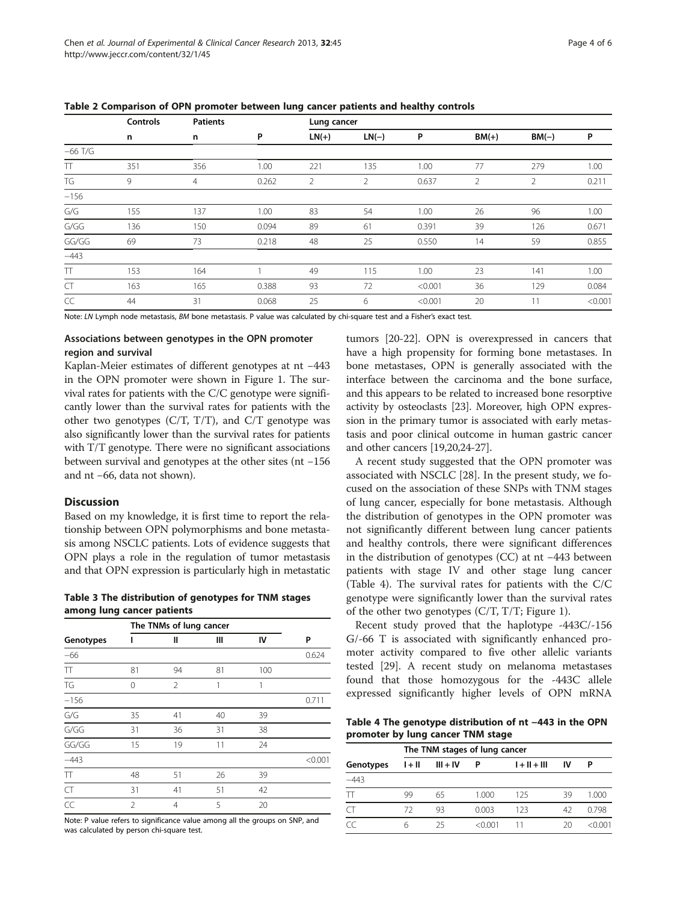**Table 2 Comparison of OPN promoter between lung cancer patients and healthy controls**

| | Controls | Patients | | Lung cancer | | | | | |
|---|---|---|---|---|---|---|---|---|---|
| | n | n | P | LN(+) | LN(−) | P | BM(+) | BM(−) | P |
| −66 T/G | | | | | | | | | |
| TT | 351 | 356 | 1.00 | 221 | 135 | 1.00 | 77 | 279 | 1.00 |
| TG | 9 | 4 | 0.262 | 2 | 2 | 0.637 | 2 | 2 | 0.211 |
| −156 | | | | | | | | | |
| G/G | 155 | 137 | 1.00 | 83 | 54 | 1.00 | 26 | 96 | 1.00 |
| G/GG | 136 | 150 | 0.094 | 89 | 61 | 0.391 | 39 | 126 | 0.671 |
| GG/GG | 69 | 73 | 0.218 | 48 | 25 | 0.550 | 14 | 59 | 0.855 |
| −443 | | | | | | | | | |
| TT | 153 | 164 | 1 | 49 | 115 | 1.00 | 23 | 141 | 1.00 |
| CT | 163 | 165 | 0.388 | 93 | 72 | <0.001 | 36 | 129 | 0.084 |
| CC | 44 | 31 | 0.068 | 25 | 6 | <0.001 | 20 | 11 | <0.001 |

Note: *LN* Lymph node metastasis, *BM* bone metastasis. P value was calculated by chi-square test and a Fisher's exact test.

### Associations between genotypes in the OPN promoter region and survival

Kaplan-Meier estimates of different genotypes at nt −443 in the OPN promoter were shown in Figure 1. The survival rates for patients with the C/C genotype were significantly lower than the survival rates for patients with the other two genotypes (C/T, T/T), and C/T genotype was also significantly lower than the survival rates for patients with T/T genotype. There were no significant associations between survival and genotypes at the other sites (nt −156 and nt −66, data not shown).

## Discussion

Based on my knowledge, it is first time to report the relationship between OPN polymorphisms and bone metastasis among NSCLC patients. Lots of evidence suggests that OPN plays a role in the regulation of tumor metastasis and that OPN expression is particularly high in metastatic tumors [20-22]. OPN is overexpressed in cancers that have a high propensity for forming bone metastases. In bone metastases, OPN is generally associated with the interface between the carcinoma and the bone surface, and this appears to be related to increased bone resorptive activity by osteoclasts [23]. Moreover, high OPN expression in the primary tumor is associated with early metastasis and poor clinical outcome in human gastric cancer and other cancers [19,20,24-27].

A recent study suggested that the OPN promoter was associated with NSCLC [28]. In the present study, we focused on the association of these SNPs with TNM stages of lung cancer, especially for bone metastasis. Although the distribution of genotypes in the OPN promoter was not significantly different between lung cancer patients and healthy controls, there were significant differences in the distribution of genotypes (CC) at nt −443 between patients with stage IV and other stage lung cancer (Table 4). The survival rates for patients with the C/C genotype were significantly lower than the survival rates of the other two genotypes (C/T, T/T; Figure 1).

Recent study proved that the haplotype -443C/-156 G/-66 T is associated with significantly enhanced promoter activity compared to five other allelic variants tested [29]. A recent study on melanoma metastases found that those homozygous for the -443C allele expressed significantly higher levels of OPN mRNA

**Table 3 The distribution of genotypes for TNM stages among lung cancer patients**

| | The TNMs of lung cancer | | | | |
|---|---|---|---|---|---|
| Genotypes | I | II | III | IV | P |
| −66 | | | | | 0.624 |
| TT | 81 | 94 | 81 | 100 | |
| TG | 0 | 2 | 1 | 1 | |
| −156 | | | | | 0.711 |
| G/G | 35 | 41 | 40 | 39 | |
| G/GG | 31 | 36 | 31 | 38 | |
| GG/GG | 15 | 19 | 11 | 24 | |
| −443 | | | | | <0.001 |
| TT | 48 | 51 | 26 | 39 | |
| CT | 31 | 41 | 51 | 42 | |
| CC | 2 | 4 | 5 | 20 | |

Note: P value refers to significance value among all the groups on SNP, and was calculated by person chi-square test.

**Table 4 The genotype distribution of nt −443 in the OPN promoter by lung cancer TNM stage**

| | The TNM stages of lung cancer | | | | | |
|---|---|---|---|---|---|---|
| Genotypes | I + II | III + IV | P | I + II + III | IV | P |
| −443 | | | | | | |
| TT | 99 | 65 | 1.000 | 125 | 39 | 1.000 |
| CT | 72 | 93 | 0.003 | 123 | 42 | 0.798 |
| CC | 6 | 25 | <0.001 | 11 | 20 | <0.001 |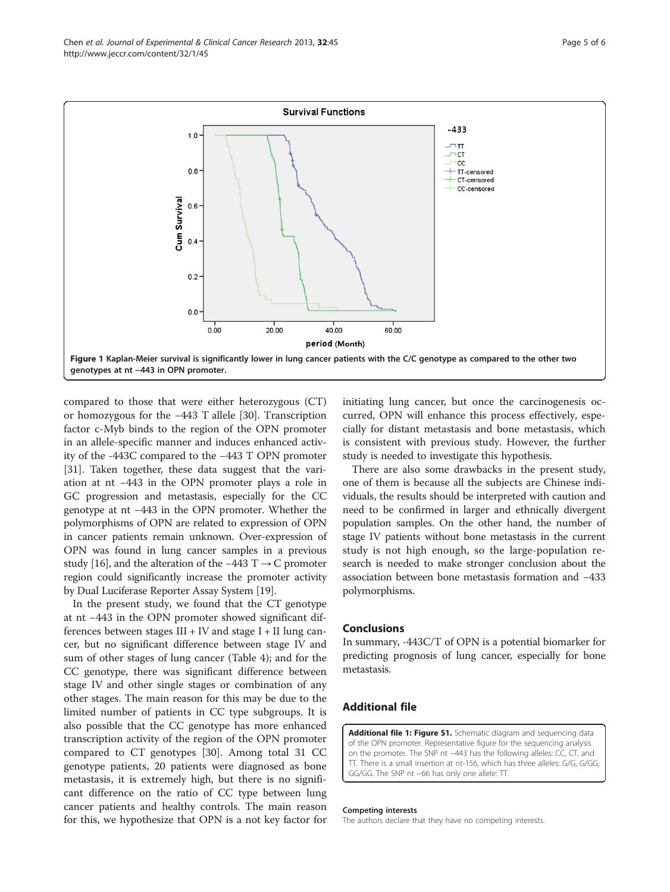Figure 1 Kaplan-Meier survival is significantly lower in lung cancer patients with the C/C genotype as compared to the other two genotypes at nt −443 in OPN promoter.

compared to those that were either heterozygous (CT) or homozygous for the −443 T allele [30]. Transcription factor c-Myb binds to the region of the OPN promoter in an allele-specific manner and induces enhanced activity of the -443C compared to the −443 T OPN promoter [31]. Taken together, these data suggest that the variation at nt −443 in the OPN promoter plays a role in GC progression and metastasis, especially for the CC genotype at nt −443 in the OPN promoter. Whether the polymorphisms of OPN are related to expression of OPN in cancer patients remain unknown. Over-expression of OPN was found in lung cancer samples in a previous study [16], and the alteration of the −443 T → C promoter region could significantly increase the promoter activity by Dual Luciferase Reporter Assay System [19].

In the present study, we found that the CT genotype at nt −443 in the OPN promoter showed significant differences between stages III + IV and stage I + II lung cancer, but no significant difference between stage IV and sum of other stages of lung cancer (Table 4); and for the CC genotype, there was significant difference between stage IV and other single stages or combination of any other stages. The main reason for this may be due to the limited number of patients in CC type subgroups. It is also possible that the CC genotype has more enhanced transcription activity of the region of the OPN promoter compared to CT genotypes [30]. Among total 31 CC genotype patients, 20 patients were diagnosed as bone metastasis, it is extremely high, but there is no significant difference on the ratio of CC type between lung cancer patients and healthy controls. The main reason for this, we hypothesize that OPN is a not key factor for initiating lung cancer, but once the carcinogenesis occurred, OPN will enhance this process effectively, especially for distant metastasis and bone metastasis, which is consistent with previous study. However, the further study is needed to investigate this hypothesis.

There are also some drawbacks in the present study, one of them is because all the subjects are Chinese individuals, the results should be interpreted with caution and need to be confirmed in larger and ethnically divergent population samples. On the other hand, the number of stage IV patients without bone metastasis in the current study is not high enough, so the large-population research is needed to make stronger conclusion about the association between bone metastasis formation and −433 polymorphisms.

## Conclusions

In summary, -443C/T of OPN is a potential biomarker for predicting prognosis of lung cancer, especially for bone metastasis.

## Additional file

**Additional file 1: Figure S1.** Schematic diagram and sequencing data of the OPN promoter. Representative figure for the sequencing analysis on the promoter. The SNP nt −443 has the following alleles: CC, CT, and TT. There is a small insertion at nt-156, which has three alleles: G/G, G/GG, GG/GG. The SNP nt −66 has only one allele: TT.

#### Competing interests

The authors declare that they have no competing interests.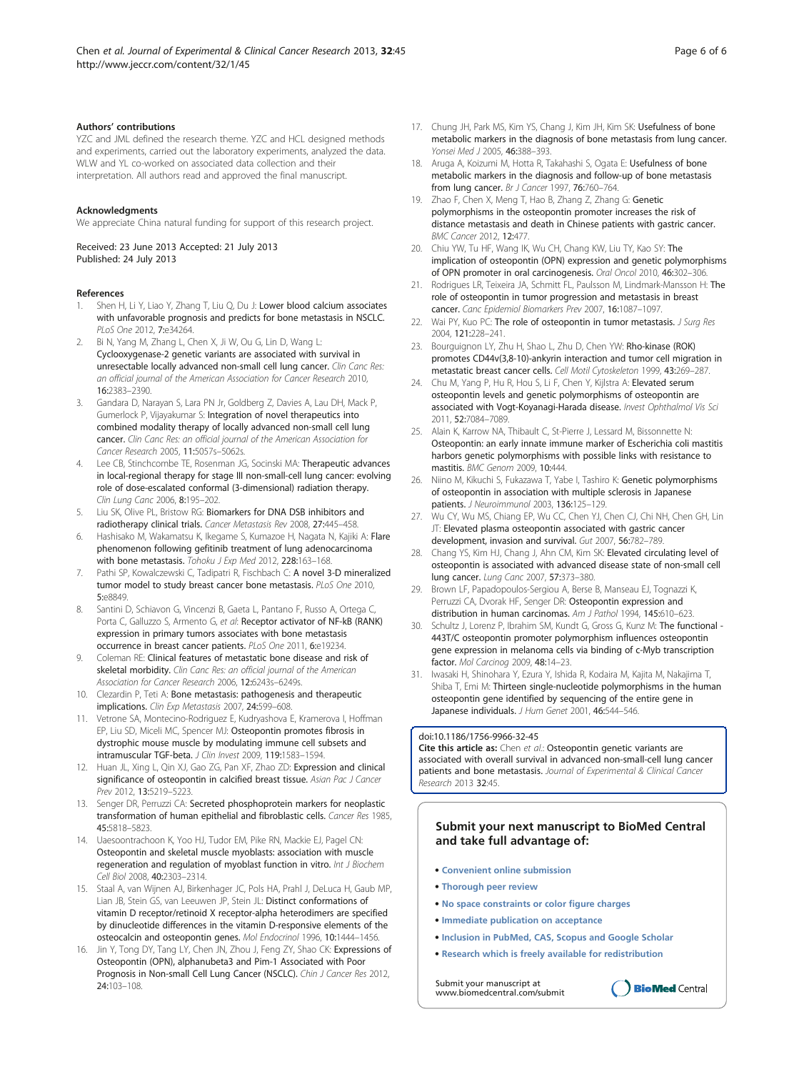### Authors' contributions

YZC and JML defined the research theme. YZC and HCL designed methods and experiments, carried out the laboratory experiments, analyzed the data. WLW and YL co-worked on associated data collection and their interpretation. All authors read and approved the final manuscript.

### Acknowledgments

We appreciate China natural funding for support of this research project.

Received: 23 June 2013 Accepted: 21 July 2013
Published: 24 July 2013

### References

1. Shen H, Li Y, Liao Y, Zhang T, Liu Q, Du J: **Lower blood calcium associates with unfavorable prognosis and predicts for bone metastasis in NSCLC.** *PLoS One* 2012, **7:**e34264.
2. Bi N, Yang M, Zhang L, Chen X, Ji W, Ou G, Lin D, Wang L: **Cyclooxygenase-2 genetic variants are associated with survival in unresectable locally advanced non-small cell lung cancer.** *Clin Canc Res: an official journal of the American Association for Cancer Research* 2010, **16:**2383–2390.
3. Gandara D, Narayan S, Lara PN Jr, Goldberg Z, Davies A, Lau DH, Mack P, Gumerlock P, Vijayakumar S: **Integration of novel therapeutics into combined modality therapy of locally advanced non-small cell lung cancer.** *Clin Canc Res: an official journal of the American Association for Cancer Research* 2005, **11:**5057s–5062s.
4. Lee CB, Stinchcombe TE, Rosenman JG, Socinski MA: **Therapeutic advances in local-regional therapy for stage III non-small-cell lung cancer: evolving role of dose-escalated conformal (3-dimensional) radiation therapy.** *Clin Lung Canc* 2006, **8:**195–202.
5. Liu SK, Olive PL, Bristow RG: **Biomarkers for DNA DSB inhibitors and radiotherapy clinical trials.** *Cancer Metastasis Rev* 2008, **27:**445–458.
6. Hashisako M, Wakamatsu K, Ikegame S, Kumazoe H, Nagata N, Kajiki A: **Flare phenomenon following gefitinib treatment of lung adenocarcinoma with bone metastasis.** *Tohoku J Exp Med* 2012, **228:**163–168.
7. Pathi SP, Kowalczewski C, Tadipatri R, Fischbach C: **A novel 3-D mineralized tumor model to study breast cancer bone metastasis.** *PLoS One* 2010, **5:**e8849.
8. Santini D, Schiavon G, Vincenzi B, Gaeta L, Pantano F, Russo A, Ortega C, Porta C, Galluzzo S, Armento G, *et al*: **Receptor activator of NF-kB (RANK) expression in primary tumors associates with bone metastasis occurrence in breast cancer patients.** *PLoS One* 2011, **6:**e19234.
9. Coleman RE: **Clinical features of metastatic bone disease and risk of skeletal morbidity.** *Clin Canc Res: an official journal of the American Association for Cancer Research* 2006, **12:**6243s–6249s.
10. Clezardin P, Teti A: **Bone metastasis: pathogenesis and therapeutic implications.** *Clin Exp Metastasis* 2007, **24:**599–608.
11. Vetrone SA, Montecino-Rodriguez E, Kudryashova E, Kramerova I, Hoffman EP, Liu SD, Miceli MC, Spencer MJ: **Osteopontin promotes fibrosis in dystrophic mouse muscle by modulating immune cell subsets and intramuscular TGF-beta.** *J Clin Invest* 2009, **119:**1583–1594.
12. Huan JL, Xing L, Qin XJ, Gao ZG, Pan XF, Zhao ZD: **Expression and clinical significance of osteopontin in calcified breast tissue.** *Asian Pac J Cancer Prev* 2012, **13:**5219–5223.
13. Senger DR, Perruzzi CA: **Secreted phosphoprotein markers for neoplastic transformation of human epithelial and fibroblastic cells.** *Cancer Res* 1985, **45:**5818–5823.
14. Uaesoontrachoon K, Yoo HJ, Tudor EM, Pike RN, Mackie EJ, Pagel CN: **Osteopontin and skeletal muscle myoblasts: association with muscle regeneration and regulation of myoblast function in vitro.** *Int J Biochem Cell Biol* 2008, **40:**2303–2314.
15. Staal A, van Wijnen AJ, Birkenhager JC, Pols HA, Prahl J, DeLuca H, Gaub MP, Lian JB, Stein GS, van Leeuwen JP, Stein JL: **Distinct conformations of vitamin D receptor/retinoid X receptor-alpha heterodimers are specified by dinucleotide differences in the vitamin D-responsive elements of the osteocalcin and osteopontin genes.** *Mol Endocrinol* 1996, **10:**1444–1456.
16. Jin Y, Tong DY, Tang LY, Chen JN, Zhou J, Feng ZY, Shao CK: **Expressions of Osteopontin (OPN), alphanubeta3 and Pim-1 Associated with Poor Prognosis in Non-small Cell Lung Cancer (NSCLC).** *Chin J Cancer Res* 2012, **24:**103–108.
17. Chung JH, Park MS, Kim YS, Chang J, Kim JH, Kim SK: **Usefulness of bone metabolic markers in the diagnosis of bone metastasis from lung cancer.** *Yonsei Med J* 2005, **46:**388–393.
18. Aruga A, Koizumi M, Hotta R, Takahashi S, Ogata E: **Usefulness of bone metabolic markers in the diagnosis and follow-up of bone metastasis from lung cancer.** *Br J Cancer* 1997, **76:**760–764.
19. Zhao F, Chen X, Meng T, Hao B, Zhang Z, Zhang G: **Genetic polymorphisms in the osteopontin promoter increases the risk of distance metastasis and death in Chinese patients with gastric cancer.** *BMC Cancer* 2012, **12:**477.
20. Chiu YW, Tu HF, Wang IK, Wu CH, Chang KW, Liu TY, Kao SY: **The implication of osteopontin (OPN) expression and genetic polymorphisms of OPN promoter in oral carcinogenesis.** *Oral Oncol* 2010, **46:**302–306.
21. Rodrigues LR, Teixeira JA, Schmitt FL, Paulsson M, Lindmark-Mansson H: **The role of osteopontin in tumor progression and metastasis in breast cancer.** *Canc Epidemiol Biomarkers Prev* 2007, **16:**1087–1097.
22. Wai PY, Kuo PC: **The role of osteopontin in tumor metastasis.** *J Surg Res* 2004, **121:**228–241.
23. Bourguignon LY, Zhu H, Shao L, Zhu D, Chen YW: **Rho-kinase (ROK) promotes CD44v(3,8-10)-ankyrin interaction and tumor cell migration in metastatic breast cancer cells.** *Cell Motil Cytoskeleton* 1999, **43:**269–287.
24. Chu M, Yang P, Hu R, Hou S, Li F, Chen Y, Kijlstra A: **Elevated serum osteopontin levels and genetic polymorphisms of osteopontin are associated with Vogt-Koyanagi-Harada disease.** *Invest Ophthalmol Vis Sci* 2011, **52:**7084–7089.
25. Alain K, Karrow NA, Thibault C, St-Pierre J, Lessard M, Bissonnette N: **Osteopontin: an early innate immune marker of Escherichia coli mastitis harbors genetic polymorphisms with possible links with resistance to mastitis.** *BMC Genom* 2009, **10:**444.
26. Niino M, Kikuchi S, Fukazawa T, Yabe I, Tashiro K: **Genetic polymorphisms of osteopontin in association with multiple sclerosis in Japanese patients.** *J Neuroimmunol* 2003, **136:**125–129.
27. Wu CY, Wu MS, Chiang EP, Wu CC, Chen YJ, Chen CJ, Chi NH, Chen GH, Lin JT: **Elevated plasma osteopontin associated with gastric cancer development, invasion and survival.** *Gut* 2007, **56:**782–789.
28. Chang YS, Kim HJ, Chang J, Ahn CM, Kim SK: **Elevated circulating level of osteopontin is associated with advanced disease state of non-small cell lung cancer.** *Lung Canc* 2007, **57:**373–380.
29. Brown LF, Papadopoulos-Sergiou A, Berse B, Manseau EJ, Tognazzi K, Perruzzi CA, Dvorak HF, Senger DR: **Osteopontin expression and distribution in human carcinomas.** *Am J Pathol* 1994, **145:**610–623.
30. Schultz J, Lorenz P, Ibrahim SM, Kundt G, Gross G, Kunz M: **The functional -443T/C osteopontin promoter polymorphism influences osteopontin gene expression in melanoma cells via binding of c-Myb transcription factor.** *Mol Carcinog* 2009, **48:**14–23.
31. Iwasaki H, Shinohara Y, Ezura Y, Ishida R, Kodaira M, Kajita M, Nakajima T, Shiba T, Emi M: **Thirteen single-nucleotide polymorphisms in the human osteopontin gene identified by sequencing of the entire gene in Japanese individuals.** *J Hum Genet* 2001, **46:**544–546.

doi:10.1186/1756-9966-32-45

**Cite this article as:** Chen *et al.*: Osteopontin genetic variants are associated with overall survival in advanced non-small-cell lung cancer patients and bone metastasis. *Journal of Experimental & Clinical Cancer Research* 2013 **32**:45.

**Submit your next manuscript to BioMed Central and take full advantage of:**

- Convenient online submission
- Thorough peer review
- No space constraints or color figure charges
- Immediate publication on acceptance
- Inclusion in PubMed, CAS, Scopus and Google Scholar
- Research which is freely available for redistribution

Submit your manuscript at
www.biomedcentral.com/submit

BioMed Central